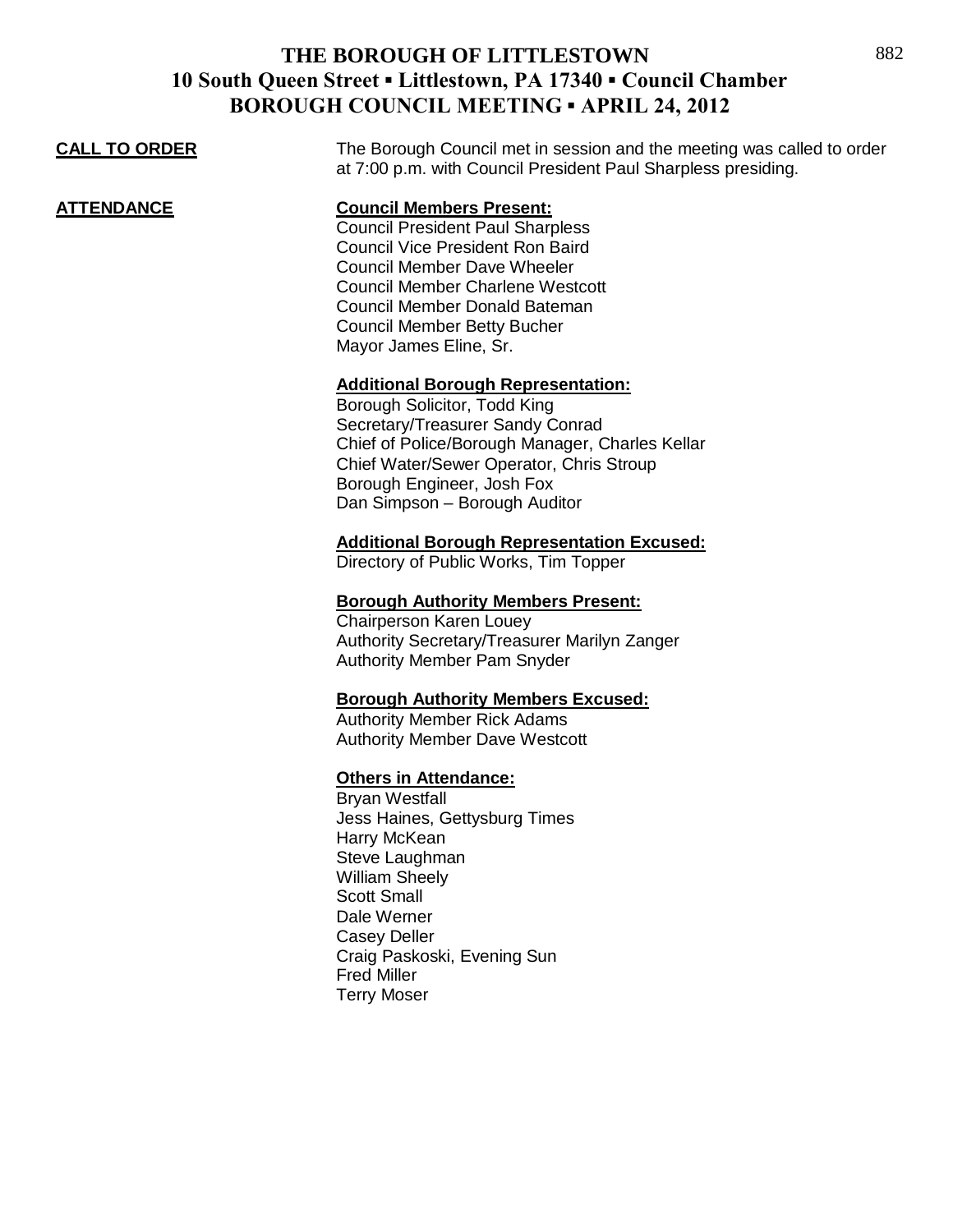# THE BOROUGH OF LITTLESTOWN
## 10 South Queen Street ▪ Littlestown, PA 17340 ▪ Council Chamber
## BOROUGH COUNCIL MEETING ▪ APRIL 24, 2012

**CALL TO ORDER**

The Borough Council met in session and the meeting was called to order at 7:00 p.m. with Council President Paul Sharpless presiding.

**ATTENDANCE**

**Council Members Present:**

Council President Paul Sharpless
Council Vice President Ron Baird
Council Member Dave Wheeler
Council Member Charlene Westcott
Council Member Donald Bateman
Council Member Betty Bucher
Mayor James Eline, Sr.

**Additional Borough Representation:**

Borough Solicitor, Todd King
Secretary/Treasurer Sandy Conrad
Chief of Police/Borough Manager, Charles Kellar
Chief Water/Sewer Operator, Chris Stroup
Borough Engineer, Josh Fox
Dan Simpson – Borough Auditor

**Additional Borough Representation Excused:**

Directory of Public Works, Tim Topper

**Borough Authority Members Present:**

Chairperson Karen Louey
Authority Secretary/Treasurer Marilyn Zanger
Authority Member Pam Snyder

**Borough Authority Members Excused:**

Authority Member Rick Adams
Authority Member Dave Westcott

**Others in Attendance:**

Bryan Westfall
Jess Haines, Gettysburg Times
Harry McKean
Steve Laughman
William Sheely
Scott Small
Dale Werner
Casey Deller
Craig Paskoski, Evening Sun
Fred Miller
Terry Moser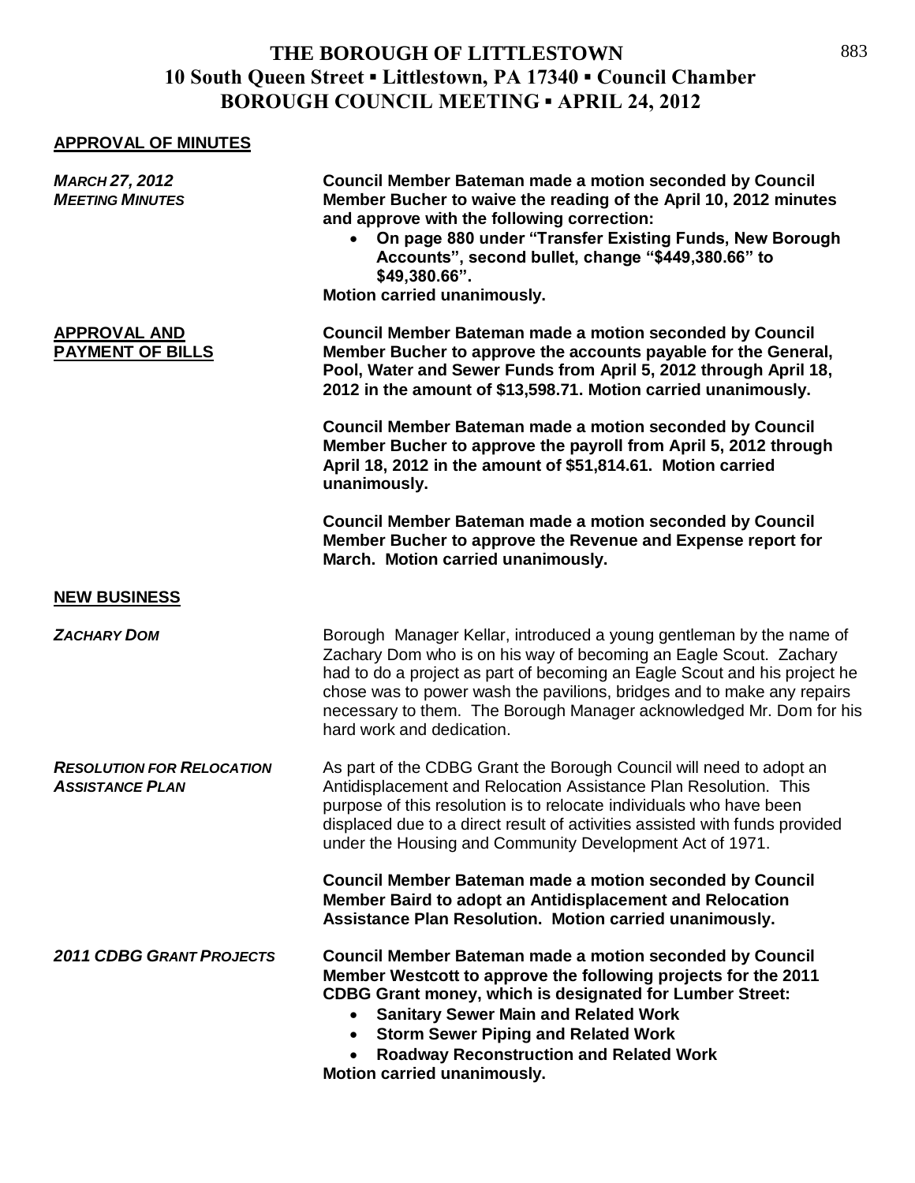# THE BOROUGH OF LITTLESTOWN
## 10 South Queen Street ▪ Littlestown, PA 17340 ▪ Council Chamber
## BOROUGH COUNCIL MEETING ▪ APRIL 24, 2012

**APPROVAL OF MINUTES**

***MARCH 27, 2012 MEETING MINUTES***

**Council Member Bateman made a motion seconded by Council Member Bucher to waive the reading of the April 10, 2012 minutes and approve with the following correction:**

- **On page 880 under "Transfer Existing Funds, New Borough Accounts", second bullet, change "$449,380.66" to $49,380.66".**

**Motion carried unanimously.**

**APPROVAL AND PAYMENT OF BILLS**

**Council Member Bateman made a motion seconded by Council Member Bucher to approve the accounts payable for the General, Pool, Water and Sewer Funds from April 5, 2012 through April 18, 2012 in the amount of $13,598.71. Motion carried unanimously.**

**Council Member Bateman made a motion seconded by Council Member Bucher to approve the payroll from April 5, 2012 through April 18, 2012 in the amount of $51,814.61. Motion carried unanimously.**

**Council Member Bateman made a motion seconded by Council Member Bucher to approve the Revenue and Expense report for March. Motion carried unanimously.**

**NEW BUSINESS**

***ZACHARY DOM***

Borough Manager Kellar, introduced a young gentleman by the name of Zachary Dom who is on his way of becoming an Eagle Scout. Zachary had to do a project as part of becoming an Eagle Scout and his project he chose was to power wash the pavilions, bridges and to make any repairs necessary to them. The Borough Manager acknowledged Mr. Dom for his hard work and dedication.

***RESOLUTION FOR RELOCATION ASSISTANCE PLAN***

As part of the CDBG Grant the Borough Council will need to adopt an Antidisplacement and Relocation Assistance Plan Resolution. This purpose of this resolution is to relocate individuals who have been displaced due to a direct result of activities assisted with funds provided under the Housing and Community Development Act of 1971.

**Council Member Bateman made a motion seconded by Council Member Baird to adopt an Antidisplacement and Relocation Assistance Plan Resolution. Motion carried unanimously.**

***2011 CDBG GRANT PROJECTS***

**Council Member Bateman made a motion seconded by Council Member Westcott to approve the following projects for the 2011 CDBG Grant money, which is designated for Lumber Street:**

- **Sanitary Sewer Main and Related Work**
- **Storm Sewer Piping and Related Work**
- **Roadway Reconstruction and Related Work**

**Motion carried unanimously.**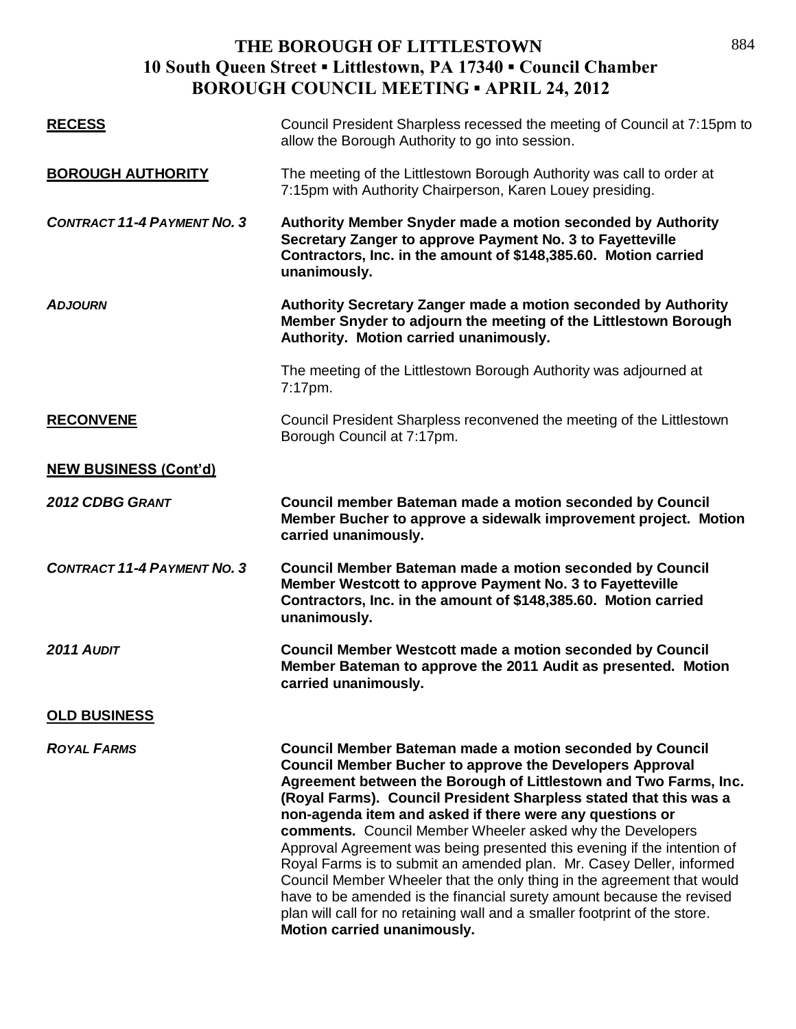# THE BOROUGH OF LITTLESTOWN
## 10 South Queen Street ▪ Littlestown, PA 17340 ▪ Council Chamber
## BOROUGH COUNCIL MEETING ▪ APRIL 24, 2012

**RECESS**

Council President Sharpless recessed the meeting of Council at 7:15pm to allow the Borough Authority to go into session.

**BOROUGH AUTHORITY**

The meeting of the Littlestown Borough Authority was call to order at 7:15pm with Authority Chairperson, Karen Louey presiding.

***CONTRACT 11-4 PAYMENT NO. 3***

**Authority Member Snyder made a motion seconded by Authority Secretary Zanger to approve Payment No. 3 to Fayetteville Contractors, Inc. in the amount of $148,385.60. Motion carried unanimously.**

***ADJOURN***

**Authority Secretary Zanger made a motion seconded by Authority Member Snyder to adjourn the meeting of the Littlestown Borough Authority. Motion carried unanimously.**

The meeting of the Littlestown Borough Authority was adjourned at 7:17pm.

**RECONVENE**

Council President Sharpless reconvened the meeting of the Littlestown Borough Council at 7:17pm.

**NEW BUSINESS (Cont'd)**

***2012 CDBG GRANT***

**Council member Bateman made a motion seconded by Council Member Bucher to approve a sidewalk improvement project. Motion carried unanimously.**

***CONTRACT 11-4 PAYMENT NO. 3***

**Council Member Bateman made a motion seconded by Council Member Westcott to approve Payment No. 3 to Fayetteville Contractors, Inc. in the amount of $148,385.60. Motion carried unanimously.**

***2011 AUDIT***

**Council Member Westcott made a motion seconded by Council Member Bateman to approve the 2011 Audit as presented. Motion carried unanimously.**

**OLD BUSINESS**

***ROYAL FARMS***

**Council Member Bateman made a motion seconded by Council Council Member Bucher to approve the Developers Approval Agreement between the Borough of Littlestown and Two Farms, Inc. (Royal Farms). Council President Sharpless stated that this was a non-agenda item and asked if there were any questions or comments.** Council Member Wheeler asked why the Developers Approval Agreement was being presented this evening if the intention of Royal Farms is to submit an amended plan. Mr. Casey Deller, informed Council Member Wheeler that the only thing in the agreement that would have to be amended is the financial surety amount because the revised plan will call for no retaining wall and a smaller footprint of the store. **Motion carried unanimously.**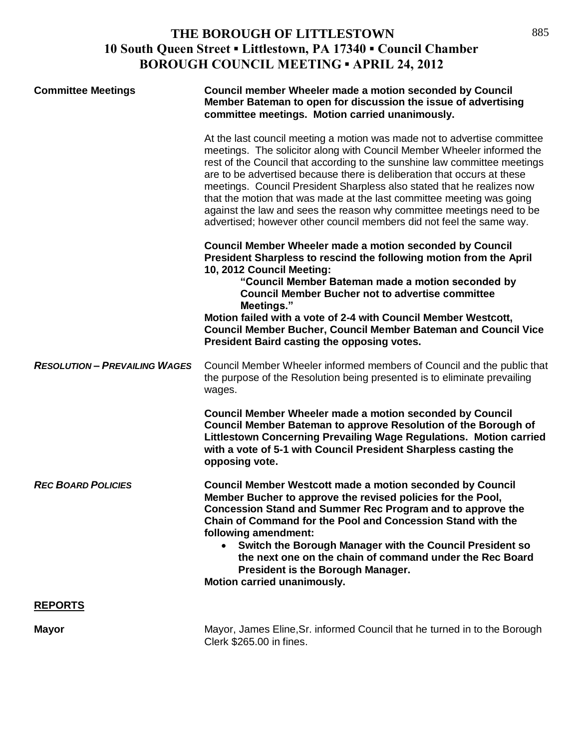# THE BOROUGH OF LITTLESTOWN
## 10 South Queen Street ▪ Littlestown, PA 17340 ▪ Council Chamber
## BOROUGH COUNCIL MEETING ▪ APRIL 24, 2012

**Committee Meetings**

**Council member Wheeler made a motion seconded by Council Member Bateman to open for discussion the issue of advertising committee meetings. Motion carried unanimously.**

At the last council meeting a motion was made not to advertise committee meetings. The solicitor along with Council Member Wheeler informed the rest of the Council that according to the sunshine law committee meetings are to be advertised because there is deliberation that occurs at these meetings. Council President Sharpless also stated that he realizes now that the motion that was made at the last committee meeting was going against the law and sees the reason why committee meetings need to be advertised; however other council members did not feel the same way.

**Council Member Wheeler made a motion seconded by Council President Sharpless to rescind the following motion from the April 10, 2012 Council Meeting:**

> **"Council Member Bateman made a motion seconded by Council Member Bucher not to advertise committee Meetings."**

**Motion failed with a vote of 2-4 with Council Member Westcott, Council Member Bucher, Council Member Bateman and Council Vice President Baird casting the opposing votes.**

***RESOLUTION – PREVAILING WAGES***

Council Member Wheeler informed members of Council and the public that the purpose of the Resolution being presented is to eliminate prevailing wages.

**Council Member Wheeler made a motion seconded by Council Council Member Bateman to approve Resolution of the Borough of Littlestown Concerning Prevailing Wage Regulations. Motion carried with a vote of 5-1 with Council President Sharpless casting the opposing vote.**

***REC BOARD POLICIES***

**Council Member Westcott made a motion seconded by Council Member Bucher to approve the revised policies for the Pool, Concession Stand and Summer Rec Program and to approve the Chain of Command for the Pool and Concession Stand with the following amendment:**

- **Switch the Borough Manager with the Council President so the next one on the chain of command under the Rec Board President is the Borough Manager.**

**Motion carried unanimously.**

## REPORTS

**Mayor**

Mayor, James Eline,Sr. informed Council that he turned in to the Borough Clerk $265.00 in fines.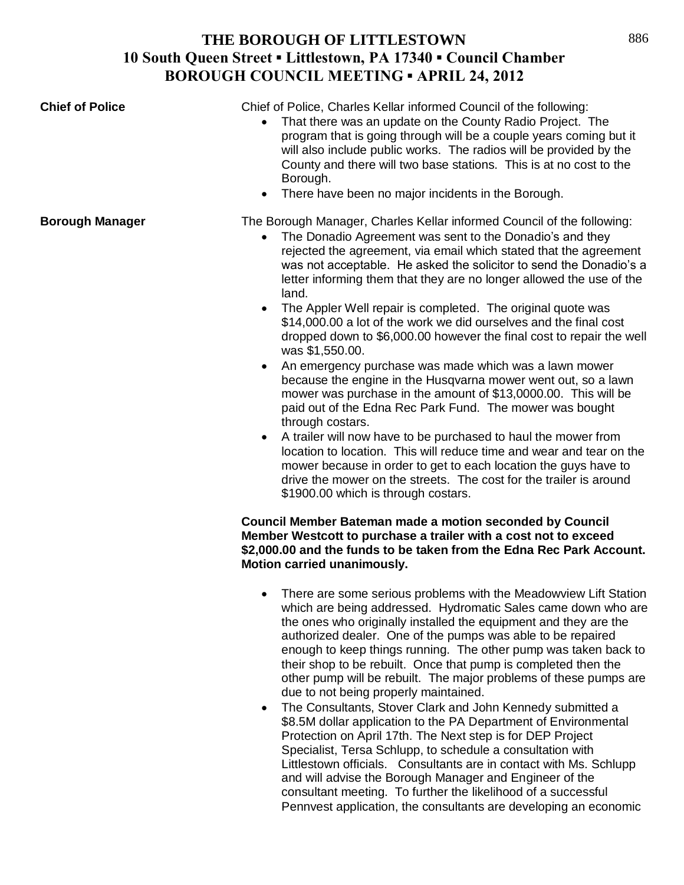**THE BOROUGH OF LITTLESTOWN**
**10 South Queen Street ▪ Littlestown, PA 17340 ▪ Council Chamber**
**BOROUGH COUNCIL MEETING ▪ APRIL 24, 2012**

**Chief of Police**

Chief of Police, Charles Kellar informed Council of the following:

- That there was an update on the County Radio Project. The program that is going through will be a couple years coming but it will also include public works. The radios will be provided by the County and there will two base stations. This is at no cost to the Borough.
- There have been no major incidents in the Borough.

**Borough Manager**

The Borough Manager, Charles Kellar informed Council of the following:

- The Donadio Agreement was sent to the Donadio's and they rejected the agreement, via email which stated that the agreement was not acceptable. He asked the solicitor to send the Donadio's a letter informing them that they are no longer allowed the use of the land.
- The Appler Well repair is completed. The original quote was $14,000.00 a lot of the work we did ourselves and the final cost dropped down to $6,000.00 however the final cost to repair the well was $1,550.00.
- An emergency purchase was made which was a lawn mower because the engine in the Husqvarna mower went out, so a lawn mower was purchase in the amount of $13,0000.00. This will be paid out of the Edna Rec Park Fund. The mower was bought through costars.
- A trailer will now have to be purchased to haul the mower from location to location. This will reduce time and wear and tear on the mower because in order to get to each location the guys have to drive the mower on the streets. The cost for the trailer is around $1900.00 which is through costars.

**Council Member Bateman made a motion seconded by Council Member Westcott to purchase a trailer with a cost not to exceed $2,000.00 and the funds to be taken from the Edna Rec Park Account. Motion carried unanimously.**

- There are some serious problems with the Meadowview Lift Station which are being addressed. Hydromatic Sales came down who are the ones who originally installed the equipment and they are the authorized dealer. One of the pumps was able to be repaired enough to keep things running. The other pump was taken back to their shop to be rebuilt. Once that pump is completed then the other pump will be rebuilt. The major problems of these pumps are due to not being properly maintained.
- The Consultants, Stover Clark and John Kennedy submitted a $8.5M dollar application to the PA Department of Environmental Protection on April 17th. The Next step is for DEP Project Specialist, Tersa Schlupp, to schedule a consultation with Littlestown officials. Consultants are in contact with Ms. Schlupp and will advise the Borough Manager and Engineer of the consultant meeting. To further the likelihood of a successful Pennvest application, the consultants are developing an economic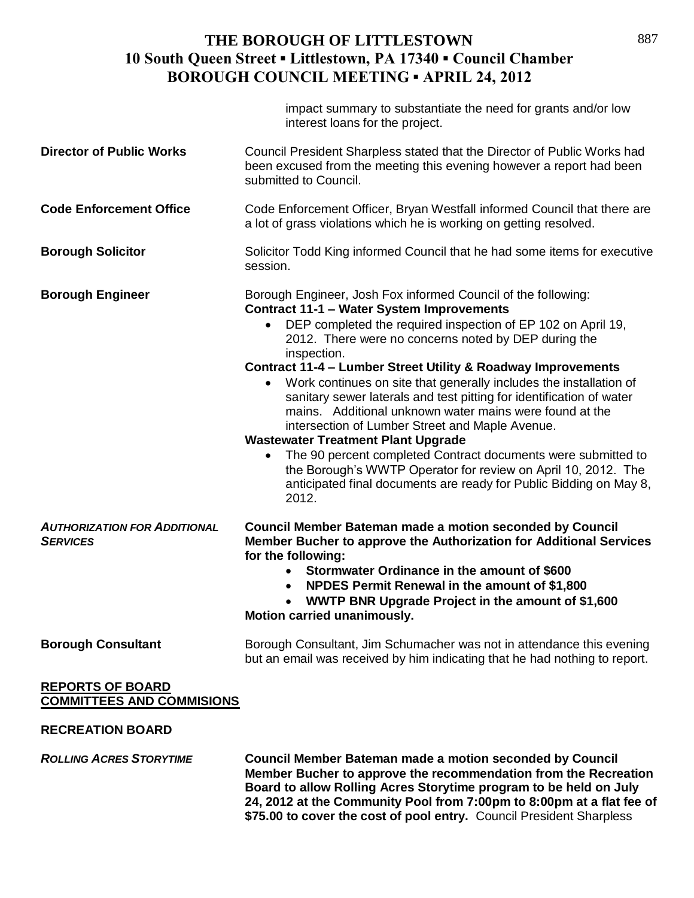impact summary to substantiate the need for grants and/or low interest loans for the project.

**Director of Public Works** Council President Sharpless stated that the Director of Public Works had been excused from the meeting this evening however a report had been submitted to Council.

**Code Enforcement Office** Code Enforcement Officer, Bryan Westfall informed Council that there are a lot of grass violations which he is working on getting resolved.

**Borough Solicitor** Solicitor Todd King informed Council that he had some items for executive session.

**Borough Engineer** Borough Engineer, Josh Fox informed Council of the following:

**Contract 11-1 – Water System Improvements**

- DEP completed the required inspection of EP 102 on April 19, 2012. There were no concerns noted by DEP during the inspection.

**Contract 11-4 – Lumber Street Utility & Roadway Improvements**

- Work continues on site that generally includes the installation of sanitary sewer laterals and test pitting for identification of water mains. Additional unknown water mains were found at the intersection of Lumber Street and Maple Avenue.

**Wastewater Treatment Plant Upgrade**

- The 90 percent completed Contract documents were submitted to the Borough's WWTP Operator for review on April 10, 2012. The anticipated final documents are ready for Public Bidding on May 8, 2012.

***AUTHORIZATION FOR ADDITIONAL SERVICES*** **Council Member Bateman made a motion seconded by Council Member Bucher to approve the Authorization for Additional Services for the following:**

- **Stormwater Ordinance in the amount of $600**
- **NPDES Permit Renewal in the amount of $1,800**
- **WWTP BNR Upgrade Project in the amount of $1,600**

**Motion carried unanimously.**

**Borough Consultant** Borough Consultant, Jim Schumacher was not in attendance this evening but an email was received by him indicating that he had nothing to report.

## REPORTS OF BOARD COMMITTEES AND COMMISIONS

### RECREATION BOARD

***ROLLING ACRES STORYTIME*** **Council Member Bateman made a motion seconded by Council Member Bucher to approve the recommendation from the Recreation Board to allow Rolling Acres Storytime program to be held on July 24, 2012 at the Community Pool from 7:00pm to 8:00pm at a flat fee of $75.00 to cover the cost of pool entry.** Council President Sharpless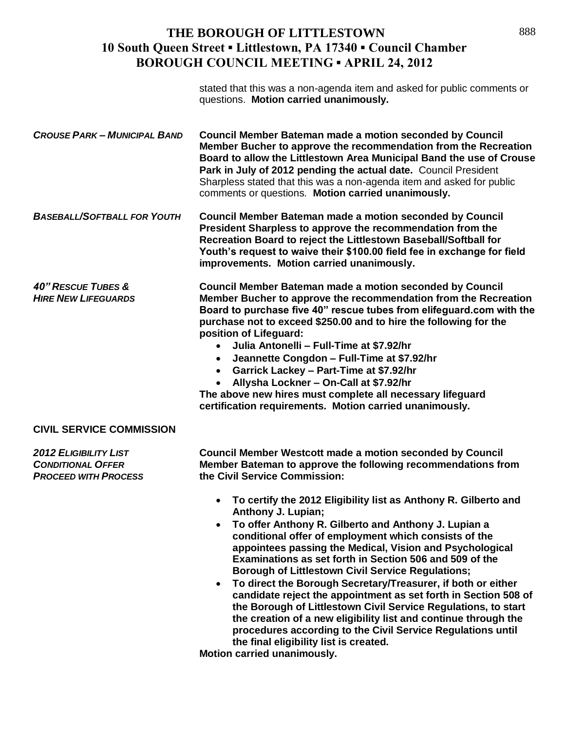stated that this was a non-agenda item and asked for public comments or questions. **Motion carried unanimously.**

***CROUSE PARK – MUNICIPAL BAND***

**Council Member Bateman made a motion seconded by Council Member Bucher to approve the recommendation from the Recreation Board to allow the Littlestown Area Municipal Band the use of Crouse Park in July of 2012 pending the actual date.** Council President Sharpless stated that this was a non-agenda item and asked for public comments or questions. **Motion carried unanimously.**

***BASEBALL/SOFTBALL FOR YOUTH***

**Council Member Bateman made a motion seconded by Council President Sharpless to approve the recommendation from the Recreation Board to reject the Littlestown Baseball/Softball for Youth's request to waive their $100.00 field fee in exchange for field improvements. Motion carried unanimously.**

***40" RESCUE TUBES & HIRE NEW LIFEGUARDS***

**Council Member Bateman made a motion seconded by Council Member Bucher to approve the recommendation from the Recreation Board to purchase five 40" rescue tubes from elifeguard.com with the purchase not to exceed $250.00 and to hire the following for the position of Lifeguard:**

- **Julia Antonelli – Full-Time at $7.92/hr**
- **Jeannette Congdon – Full-Time at $7.92/hr**
- **Garrick Lackey – Part-Time at $7.92/hr**
- **Allysha Lockner – On-Call at $7.92/hr**

**The above new hires must complete all necessary lifeguard certification requirements. Motion carried unanimously.**

## CIVIL SERVICE COMMISSION

***2012 ELIGIBILITY LIST***
***CONDITIONAL OFFER***
***PROCEED WITH PROCESS***

**Council Member Westcott made a motion seconded by Council Member Bateman to approve the following recommendations from the Civil Service Commission:**

- **To certify the 2012 Eligibility list as Anthony R. Gilberto and Anthony J. Lupian;**
- **To offer Anthony R. Gilberto and Anthony J. Lupian a conditional offer of employment which consists of the appointees passing the Medical, Vision and Psychological Examinations as set forth in Section 506 and 509 of the Borough of Littlestown Civil Service Regulations;**
- **To direct the Borough Secretary/Treasurer, if both or either candidate reject the appointment as set forth in Section 508 of the Borough of Littlestown Civil Service Regulations, to start the creation of a new eligibility list and continue through the procedures according to the Civil Service Regulations until the final eligibility list is created.**

**Motion carried unanimously.**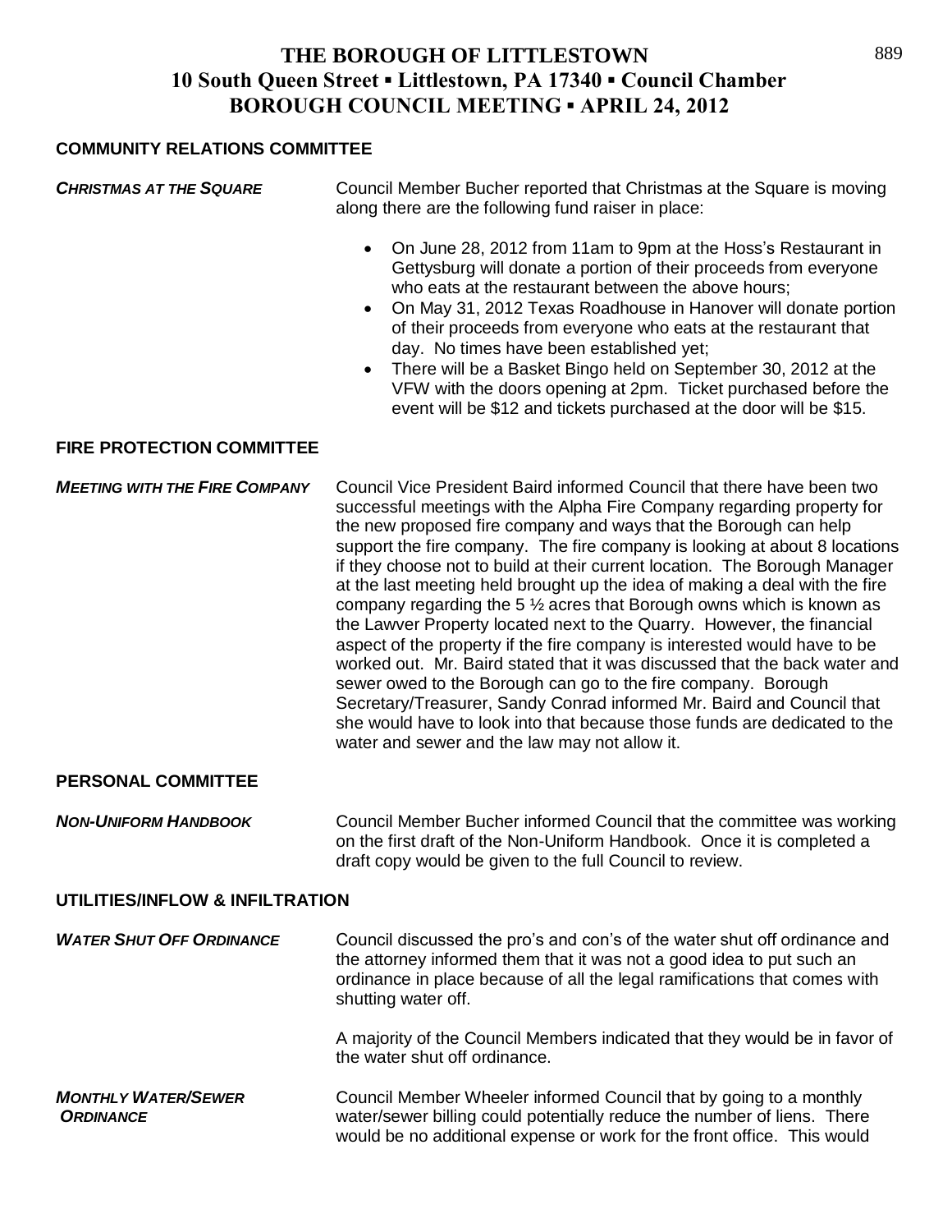# THE BOROUGH OF LITTLESTOWN
## 10 South Queen Street ▪ Littlestown, PA 17340 ▪ Council Chamber
## BOROUGH COUNCIL MEETING ▪ APRIL 24, 2012

### COMMUNITY RELATIONS COMMITTEE

***CHRISTMAS AT THE SQUARE*** Council Member Bucher reported that Christmas at the Square is moving along there are the following fund raiser in place:

- On June 28, 2012 from 11am to 9pm at the Hoss's Restaurant in Gettysburg will donate a portion of their proceeds from everyone who eats at the restaurant between the above hours;
- On May 31, 2012 Texas Roadhouse in Hanover will donate portion of their proceeds from everyone who eats at the restaurant that day. No times have been established yet;
- There will be a Basket Bingo held on September 30, 2012 at the VFW with the doors opening at 2pm. Ticket purchased before the event will be $12 and tickets purchased at the door will be $15.

### FIRE PROTECTION COMMITTEE

***MEETING WITH THE FIRE COMPANY*** Council Vice President Baird informed Council that there have been two successful meetings with the Alpha Fire Company regarding property for the new proposed fire company and ways that the Borough can help support the fire company. The fire company is looking at about 8 locations if they choose not to build at their current location. The Borough Manager at the last meeting held brought up the idea of making a deal with the fire company regarding the 5 ½ acres that Borough owns which is known as the Lawver Property located next to the Quarry. However, the financial aspect of the property if the fire company is interested would have to be worked out. Mr. Baird stated that it was discussed that the back water and sewer owed to the Borough can go to the fire company. Borough Secretary/Treasurer, Sandy Conrad informed Mr. Baird and Council that she would have to look into that because those funds are dedicated to the water and sewer and the law may not allow it.

### PERSONAL COMMITTEE

***NON-UNIFORM HANDBOOK*** Council Member Bucher informed Council that the committee was working on the first draft of the Non-Uniform Handbook. Once it is completed a draft copy would be given to the full Council to review.

### UTILITIES/INFLOW & INFILTRATION

***WATER SHUT OFF ORDINANCE*** Council discussed the pro's and con's of the water shut off ordinance and the attorney informed them that it was not a good idea to put such an ordinance in place because of all the legal ramifications that comes with shutting water off.

A majority of the Council Members indicated that they would be in favor of the water shut off ordinance.

***MONTHLY WATER/SEWER ORDINANCE*** Council Member Wheeler informed Council that by going to a monthly water/sewer billing could potentially reduce the number of liens. There would be no additional expense or work for the front office. This would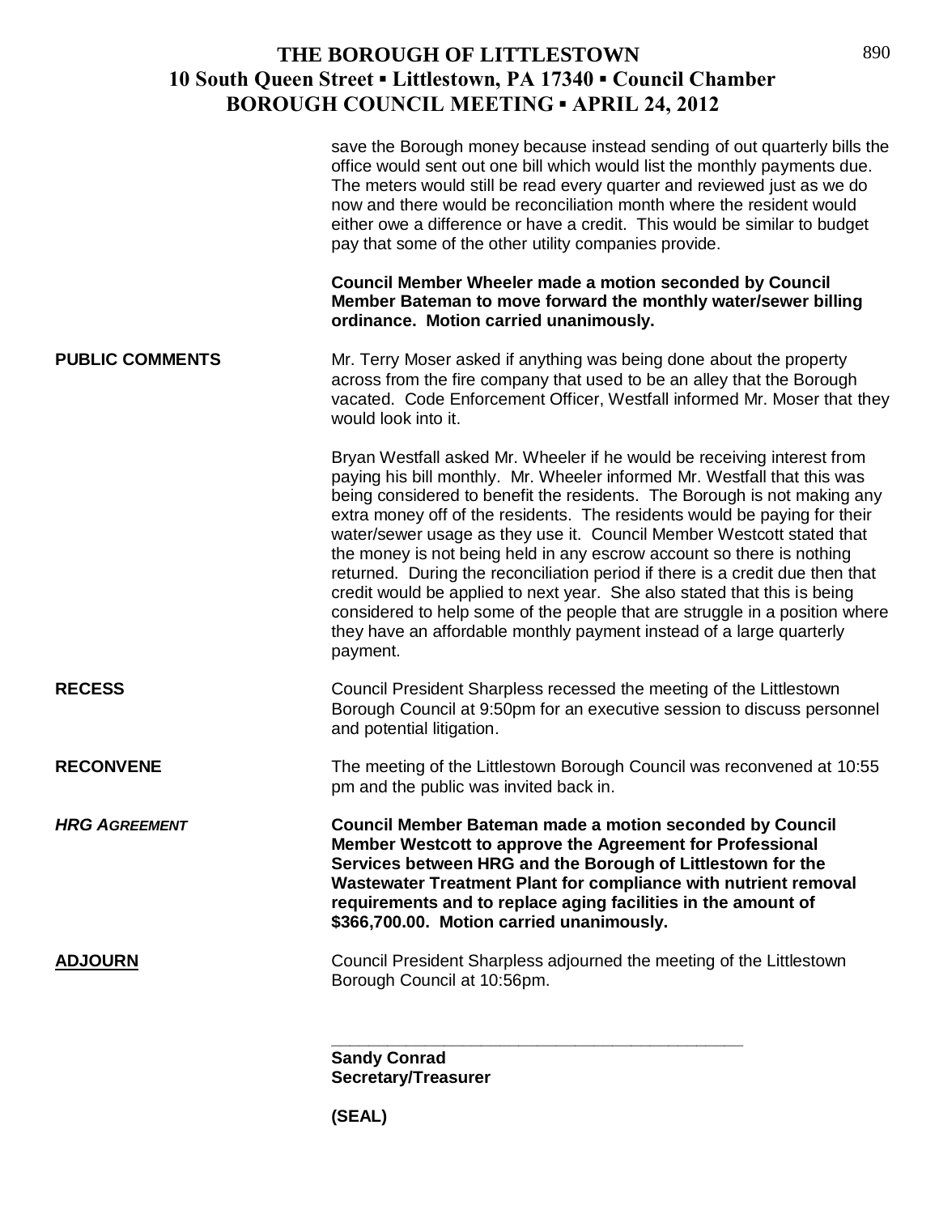save the Borough money because instead sending of out quarterly bills the office would sent out one bill which would list the monthly payments due. The meters would still be read every quarter and reviewed just as we do now and there would be reconciliation month where the resident would either owe a difference or have a credit. This would be similar to budget pay that some of the other utility companies provide.

**Council Member Wheeler made a motion seconded by Council Member Bateman to move forward the monthly water/sewer billing ordinance. Motion carried unanimously.**

**PUBLIC COMMENTS**

Mr. Terry Moser asked if anything was being done about the property across from the fire company that used to be an alley that the Borough vacated. Code Enforcement Officer, Westfall informed Mr. Moser that they would look into it.

Bryan Westfall asked Mr. Wheeler if he would be receiving interest from paying his bill monthly. Mr. Wheeler informed Mr. Westfall that this was being considered to benefit the residents. The Borough is not making any extra money off of the residents. The residents would be paying for their water/sewer usage as they use it. Council Member Westcott stated that the money is not being held in any escrow account so there is nothing returned. During the reconciliation period if there is a credit due then that credit would be applied to next year. She also stated that this is being considered to help some of the people that are struggle in a position where they have an affordable monthly payment instead of a large quarterly payment.

**RECESS**

Council President Sharpless recessed the meeting of the Littlestown Borough Council at 9:50pm for an executive session to discuss personnel and potential litigation.

**RECONVENE**

The meeting of the Littlestown Borough Council was reconvened at 10:55 pm and the public was invited back in.

***HRG AGREEMENT***

**Council Member Bateman made a motion seconded by Council Member Westcott to approve the Agreement for Professional Services between HRG and the Borough of Littlestown for the Wastewater Treatment Plant for compliance with nutrient removal requirements and to replace aging facilities in the amount of $366,700.00. Motion carried unanimously.**

**ADJOURN**

Council President Sharpless adjourned the meeting of the Littlestown Borough Council at 10:56pm.

\_\_\_\_\_\_\_\_\_\_\_\_\_\_\_\_\_\_\_\_\_\_\_\_\_\_\_\_\_\_\_\_\_\_\_\_\_\_\_\_\_\_\_\_

**Sandy Conrad**
**Secretary/Treasurer**

**(SEAL)**